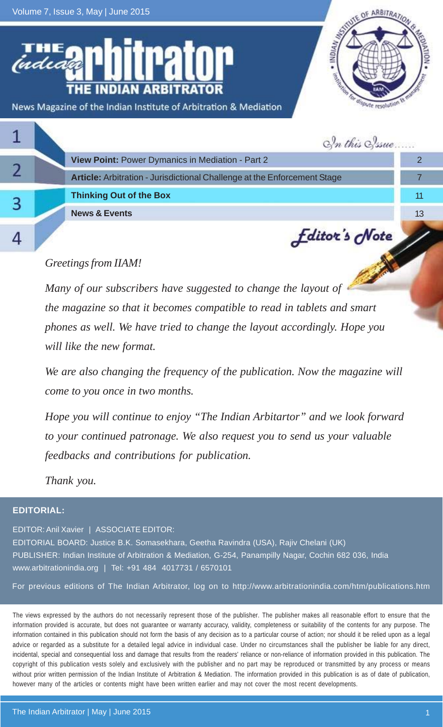# The Indian Arbitrator

News Magazine of the Indian Institute of Arbitration & Mediation

## In this Issue......

| | |
|---|---|
| **View Point:** Power Dymanics in Mediation - Part 2 | 2 |
| **Article:** Arbitration - Jurisdictional Challenge at the Enforcement Stage | 7 |
| **Thinking Out of the Box** | 11 |
| **News & Events** | 13 |

## Editor's Note

*Greetings from IIAM!*

*Many of our subscribers have suggested to change the layout of the magazine so that it becomes compatible to read in tablets and smart phones as well. We have tried to change the layout accordingly. Hope you will like the new format.*

*We are also changing the frequency of the publication. Now the magazine will come to you once in two months.*

*Hope you will continue to enjoy "The Indian Arbitartor" and we look forward to your continued patronage. We also request you to send us your valuable feedbacks and contributions for publication.*

*Thank you.*

**EDITORIAL:**

EDITOR: Anil Xavier | ASSOCIATE EDITOR:

EDITORIAL BOARD: Justice B.K. Somasekhara, Geetha Ravindra (USA), Rajiv Chelani (UK)

PUBLISHER: Indian Institute of Arbitration & Mediation, G-254, Panampilly Nagar, Cochin 682 036, India

www.arbitrationindia.org | Tel: +91 484 4017731 / 6570101

For previous editions of The Indian Arbitrator, log on to http://www.arbitrationindia.com/htm/publications.htm

The views expressed by the authors do not necessarily represent those of the publisher. The publisher makes all reasonable effort to ensure that the information provided is accurate, but does not guarantee or warranty accuracy, validity, completeness or suitability of the contents for any purpose. The information contained in this publication should not form the basis of any decision as to a particular course of action; nor should it be relied upon as a legal advice or regarded as a substitute for a detailed legal advice in individual case. Under no circumstances shall the publisher be liable for any direct, incidental, special and consequential loss and damage that results from the readers' reliance or non-reliance of information provided in this publication. The copyright of this publication vests solely and exclusively with the publisher and no part may be reproduced or transmitted by any process or means without prior written permission of the Indian Institute of Arbitration & Mediation. The information provided in this publication is as of date of publication, however many of the articles or contents might have been written earlier and may not cover the most recent developments.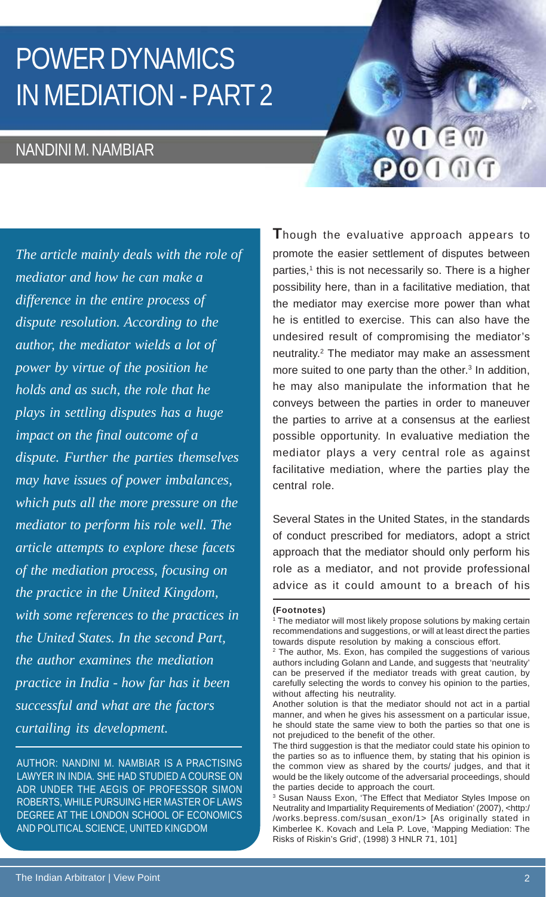# POWER DYNAMICS IN MEDIATION - PART 2

## NANDINI M. NAMBIAR

*The article mainly deals with the role of mediator and how he can make a difference in the entire process of dispute resolution. According to the author, the mediator wields a lot of power by virtue of the position he holds and as such, the role that he plays in settling disputes has a huge impact on the final outcome of a dispute. Further the parties themselves may have issues of power imbalances, which puts all the more pressure on the mediator to perform his role well. The article attempts to explore these facets of the mediation process, focusing on the practice in the United Kingdom, with some references to the practices in the United States. In the second Part, the author examines the mediation practice in India - how far has it been successful and what are the factors curtailing its development.*

AUTHOR: NANDINI M. NAMBIAR IS A PRACTISING LAWYER IN INDIA. SHE HAD STUDIED A COURSE ON ADR UNDER THE AEGIS OF PROFESSOR SIMON ROBERTS, WHILE PURSUING HER MASTER OF LAWS DEGREE AT THE LONDON SCHOOL OF ECONOMICS AND POLITICAL SCIENCE, UNITED KINGDOM

**T**hough the evaluative approach appears to promote the easier settlement of disputes between parties,[1] this is not necessarily so. There is a higher possibility here, than in a facilitative mediation, that the mediator may exercise more power than what he is entitled to exercise. This can also have the undesired result of compromising the mediator's neutrality.[2] The mediator may make an assessment more suited to one party than the other.[3] In addition, he may also manipulate the information that he conveys between the parties in order to maneuver the parties to arrive at a consensus at the earliest possible opportunity. In evaluative mediation the mediator plays a very central role as against facilitative mediation, where the parties play the central role.

Several States in the United States, in the standards of conduct prescribed for mediators, adopt a strict approach that the mediator should only perform his role as a mediator, and not provide professional advice as it could amount to a breach of his

**(Footnotes)**

[1] The mediator will most likely propose solutions by making certain recommendations and suggestions, or will at least direct the parties towards dispute resolution by making a conscious effort.

[2] The author, Ms. Exon, has compiled the suggestions of various authors including Golann and Lande, and suggests that 'neutrality' can be preserved if the mediator treads with great caution, by carefully selecting the words to convey his opinion to the parties, without affecting his neutrality.

Another solution is that the mediator should not act in a partial manner, and when he gives his assessment on a particular issue, he should state the same view to both the parties so that one is not prejudiced to the benefit of the other.

The third suggestion is that the mediator could state his opinion to the parties so as to influence them, by stating that his opinion is the common view as shared by the courts/ judges, and that it would be the likely outcome of the adversarial proceedings, should the parties decide to approach the court.

[3] Susan Nauss Exon, 'The Effect that Mediator Styles Impose on Neutrality and Impartiality Requirements of Mediation' (2007), <http://works.bepress.com/susan_exon/1> [As originally stated in Kimberlee K. Kovach and Lela P. Love, 'Mapping Mediation: The Risks of Riskin's Grid', (1998) 3 HNLR 71, 101]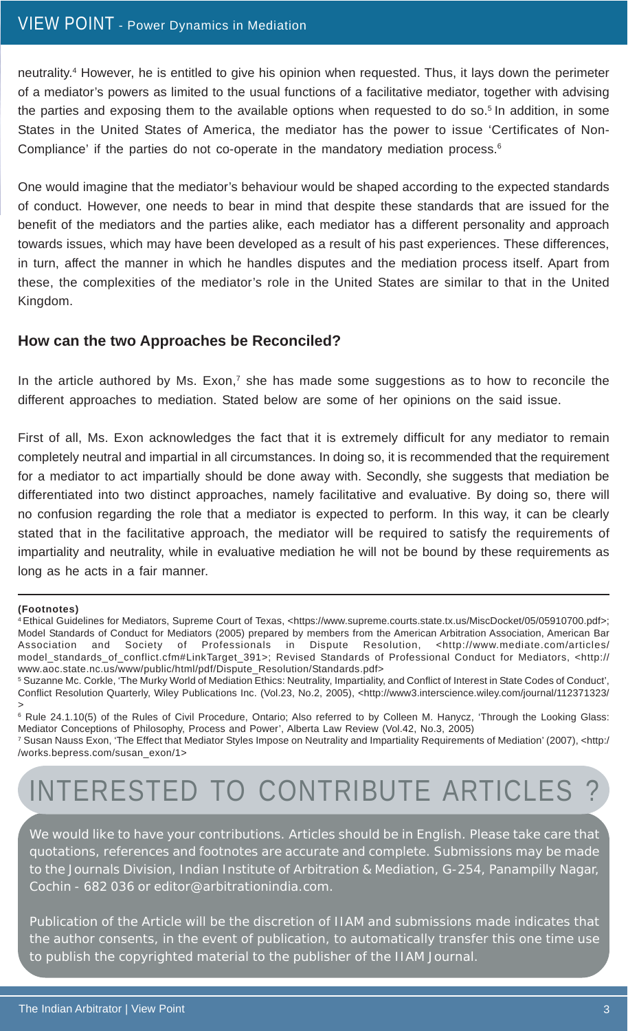neutrality.[4] However, he is entitled to give his opinion when requested. Thus, it lays down the perimeter of a mediator's powers as limited to the usual functions of a facilitative mediator, together with advising the parties and exposing them to the available options when requested to do so.[5] In addition, in some States in the United States of America, the mediator has the power to issue 'Certificates of Non-Compliance' if the parties do not co-operate in the mandatory mediation process.[6]

One would imagine that the mediator's behaviour would be shaped according to the expected standards of conduct. However, one needs to bear in mind that despite these standards that are issued for the benefit of the mediators and the parties alike, each mediator has a different personality and approach towards issues, which may have been developed as a result of his past experiences. These differences, in turn, affect the manner in which he handles disputes and the mediation process itself. Apart from these, the complexities of the mediator's role in the United States are similar to that in the United Kingdom.

### How can the two Approaches be Reconciled?

In the article authored by Ms. Exon,[7] she has made some suggestions as to how to reconcile the different approaches to mediation. Stated below are some of her opinions on the said issue.

First of all, Ms. Exon acknowledges the fact that it is extremely difficult for any mediator to remain completely neutral and impartial in all circumstances. In doing so, it is recommended that the requirement for a mediator to act impartially should be done away with. Secondly, she suggests that mediation be differentiated into two distinct approaches, namely facilitative and evaluative. By doing so, there will no confusion regarding the role that a mediator is expected to perform. In this way, it can be clearly stated that in the facilitative approach, the mediator will be required to satisfy the requirements of impartiality and neutrality, while in evaluative mediation he will not be bound by these requirements as long as he acts in a fair manner.

---

**(Footnotes)**

[4] Ethical Guidelines for Mediators, Supreme Court of Texas, <https://www.supreme.courts.state.tx.us/MiscDocket/05/05910700.pdf>; Model Standards of Conduct for Mediators (2005) prepared by members from the American Arbitration Association, American Bar Association and Society of Professionals in Dispute Resolution, <http://www.mediate.com/articles/model_standards_of_conflict.cfm#LinkTarget_391>; Revised Standards of Professional Conduct for Mediators, <http://www.aoc.state.nc.us/www/public/html/pdf/Dispute_Resolution/Standards.pdf>

[5] Suzanne Mc. Corkle, 'The Murky World of Mediation Ethics: Neutrality, Impartiality, and Conflict of Interest in State Codes of Conduct', Conflict Resolution Quarterly, Wiley Publications Inc. (Vol.23, No.2, 2005), <http://www3.interscience.wiley.com/journal/112371323/>

[6] Rule 24.1.10(5) of the Rules of Civil Procedure, Ontario; Also referred to by Colleen M. Hanycz, 'Through the Looking Glass: Mediator Conceptions of Philosophy, Process and Power', Alberta Law Review (Vol.42, No.3, 2005)

[7] Susan Nauss Exon, 'The Effect that Mediator Styles Impose on Neutrality and Impartiality Requirements of Mediation' (2007), <http://works.bepress.com/susan_exon/1>

## INTERESTED TO CONTRIBUTE ARTICLES ?

We would like to have your contributions. Articles should be in English. Please take care that quotations, references and footnotes are accurate and complete. Submissions may be made to the Journals Division, Indian Institute of Arbitration & Mediation, G-254, Panampilly Nagar, Cochin - 682 036 or editor@arbitrationindia.com.

Publication of the Article will be the discretion of IIAM and submissions made indicates that the author consents, in the event of publication, to automatically transfer this one time use to publish the copyrighted material to the publisher of the IIAM Journal.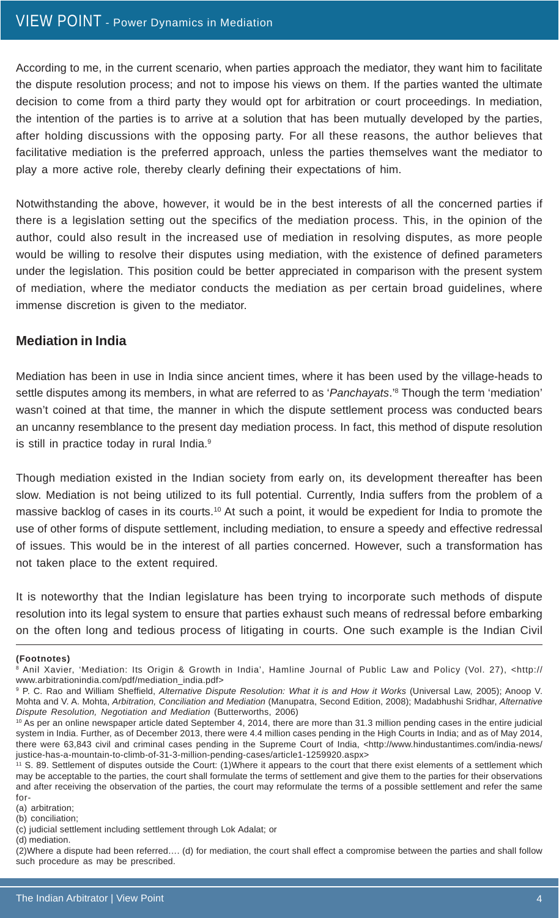According to me, in the current scenario, when parties approach the mediator, they want him to facilitate the dispute resolution process; and not to impose his views on them. If the parties wanted the ultimate decision to come from a third party they would opt for arbitration or court proceedings. In mediation, the intention of the parties is to arrive at a solution that has been mutually developed by the parties, after holding discussions with the opposing party. For all these reasons, the author believes that facilitative mediation is the preferred approach, unless the parties themselves want the mediator to play a more active role, thereby clearly defining their expectations of him.

Notwithstanding the above, however, it would be in the best interests of all the concerned parties if there is a legislation setting out the specifics of the mediation process. This, in the opinion of the author, could also result in the increased use of mediation in resolving disputes, as more people would be willing to resolve their disputes using mediation, with the existence of defined parameters under the legislation. This position could be better appreciated in comparison with the present system of mediation, where the mediator conducts the mediation as per certain broad guidelines, where immense discretion is given to the mediator.

## Mediation in India

Mediation has been in use in India since ancient times, where it has been used by the village-heads to settle disputes among its members, in what are referred to as '*Panchayats*.'[8] Though the term 'mediation' wasn't coined at that time, the manner in which the dispute settlement process was conducted bears an uncanny resemblance to the present day mediation process. In fact, this method of dispute resolution is still in practice today in rural India.[9]

Though mediation existed in the Indian society from early on, its development thereafter has been slow. Mediation is not being utilized to its full potential. Currently, India suffers from the problem of a massive backlog of cases in its courts.[10] At such a point, it would be expedient for India to promote the use of other forms of dispute settlement, including mediation, to ensure a speedy and effective redressal of issues. This would be in the interest of all parties concerned. However, such a transformation has not taken place to the extent required.

It is noteworthy that the Indian legislature has been trying to incorporate such methods of dispute resolution into its legal system to ensure that parties exhaust such means of redressal before embarking on the often long and tedious process of litigating in courts. One such example is the Indian Civil

**(Footnotes)**

[8] Anil Xavier, 'Mediation: Its Origin & Growth in India', Hamline Journal of Public Law and Policy (Vol. 27), <http://www.arbitrationindia.com/pdf/mediation_india.pdf>

[9] P. C. Rao and William Sheffield, *Alternative Dispute Resolution: What it is and How it Works* (Universal Law, 2005); Anoop V. Mohta and V. A. Mohta, *Arbitration, Conciliation and Mediation* (Manupatra, Second Edition, 2008); Madabhushi Sridhar, *Alternative Dispute Resolution, Negotiation and Mediation* (Butterworths, 2006)

[10] As per an online newspaper article dated September 4, 2014, there are more than 31.3 million pending cases in the entire judicial system in India. Further, as of December 2013, there were 4.4 million cases pending in the High Courts in India; and as of May 2014, there were 63,843 civil and criminal cases pending in the Supreme Court of India, <http://www.hindustantimes.com/india-news/justice-has-a-mountain-to-climb-of-31-3-million-pending-cases/article1-1259920.aspx>

[11] S. 89. Settlement of disputes outside the Court: (1)Where it appears to the court that there exist elements of a settlement which may be acceptable to the parties, the court shall formulate the terms of settlement and give them to the parties for their observations and after receiving the observation of the parties, the court may reformulate the terms of a possible settlement and refer the same for-

(a) arbitration;
(b) conciliation;
(c) judicial settlement including settlement through Lok Adalat; or
(d) mediation.

(2)Where a dispute had been referred…. (d) for mediation, the court shall effect a compromise between the parties and shall follow such procedure as may be prescribed.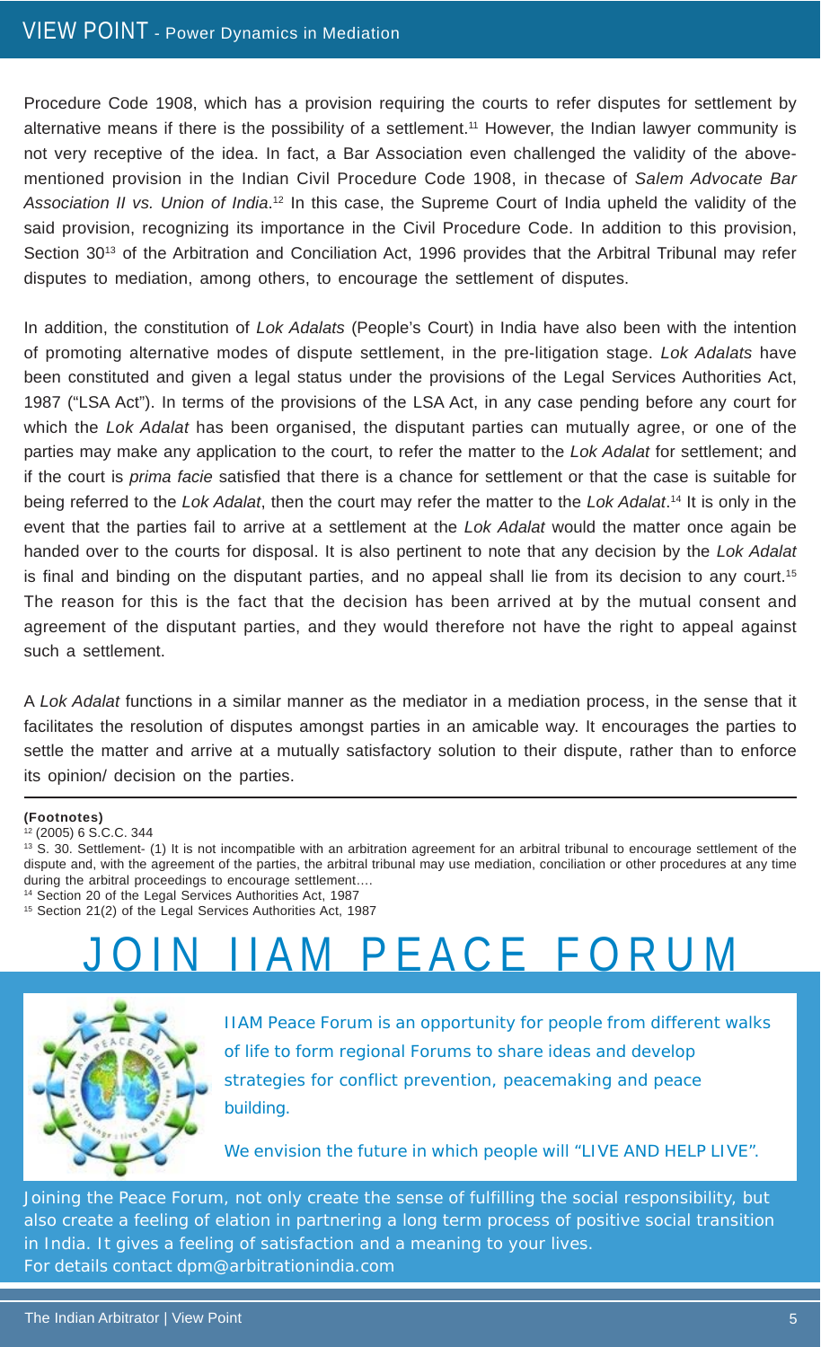Procedure Code 1908, which has a provision requiring the courts to refer disputes for settlement by alternative means if there is the possibility of a settlement.[11] However, the Indian lawyer community is not very receptive of the idea. In fact, a Bar Association even challenged the validity of the above-mentioned provision in the Indian Civil Procedure Code 1908, in thecase of *Salem Advocate Bar Association II vs. Union of India*.[12] In this case, the Supreme Court of India upheld the validity of the said provision, recognizing its importance in the Civil Procedure Code. In addition to this provision, Section 30[13] of the Arbitration and Conciliation Act, 1996 provides that the Arbitral Tribunal may refer disputes to mediation, among others, to encourage the settlement of disputes.

In addition, the constitution of *Lok Adalats* (People's Court) in India have also been with the intention of promoting alternative modes of dispute settlement, in the pre-litigation stage. *Lok Adalats* have been constituted and given a legal status under the provisions of the Legal Services Authorities Act, 1987 ("LSA Act"). In terms of the provisions of the LSA Act, in any case pending before any court for which the *Lok Adalat* has been organised, the disputant parties can mutually agree, or one of the parties may make any application to the court, to refer the matter to the *Lok Adalat* for settlement; and if the court is *prima facie* satisfied that there is a chance for settlement or that the case is suitable for being referred to the *Lok Adalat*, then the court may refer the matter to the *Lok Adalat*.[14] It is only in the event that the parties fail to arrive at a settlement at the *Lok Adalat* would the matter once again be handed over to the courts for disposal. It is also pertinent to note that any decision by the *Lok Adalat* is final and binding on the disputant parties, and no appeal shall lie from its decision to any court.[15] The reason for this is the fact that the decision has been arrived at by the mutual consent and agreement of the disputant parties, and they would therefore not have the right to appeal against such a settlement.

A *Lok Adalat* functions in a similar manner as the mediator in a mediation process, in the sense that it facilitates the resolution of disputes amongst parties in an amicable way. It encourages the parties to settle the matter and arrive at a mutually satisfactory solution to their dispute, rather than to enforce its opinion/ decision on the parties.

**(Footnotes)**

[12] (2005) 6 S.C.C. 344

[13] S. 30. Settlement- (1) It is not incompatible with an arbitration agreement for an arbitral tribunal to encourage settlement of the dispute and, with the agreement of the parties, the arbitral tribunal may use mediation, conciliation or other procedures at any time during the arbitral proceedings to encourage settlement....

[14] Section 20 of the Legal Services Authorities Act, 1987

[15] Section 21(2) of the Legal Services Authorities Act, 1987

# JOIN IIAM PEACE FORUM

IIAM Peace Forum is an opportunity for people from different walks of life to form regional Forums to share ideas and develop strategies for conflict prevention, peacemaking and peace building.

We envision the future in which people will "LIVE AND HELP LIVE".

Joining the Peace Forum, not only create the sense of fulfilling the social responsibility, but also create a feeling of elation in partnering a long term process of positive social transition in India. It gives a feeling of satisfaction and a meaning to your lives.
For details contact dpm@arbitrationindia.com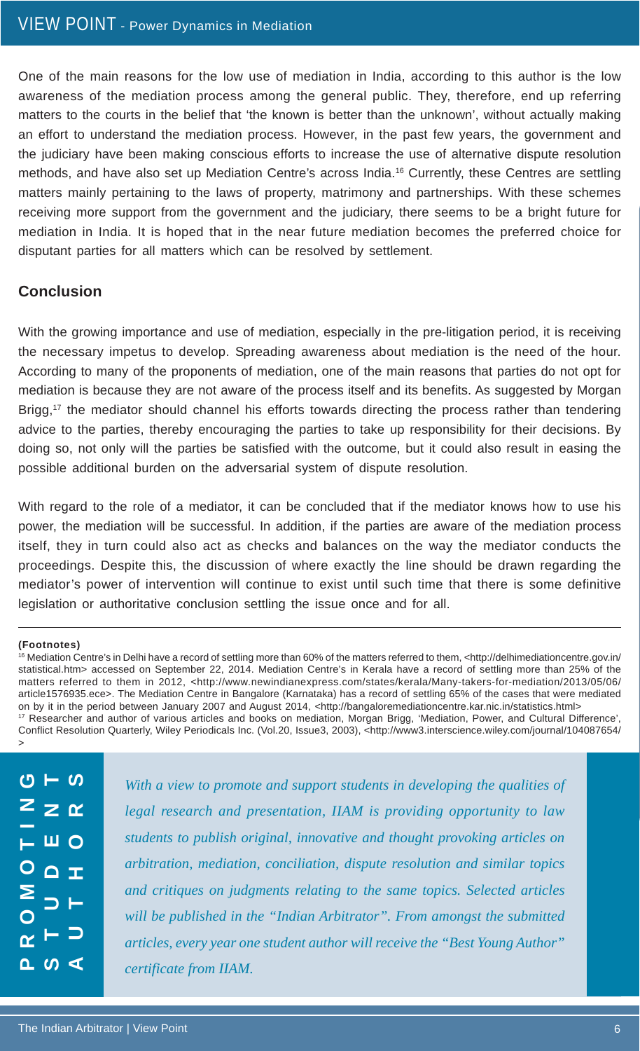One of the main reasons for the low use of mediation in India, according to this author is the low awareness of the mediation process among the general public. They, therefore, end up referring matters to the courts in the belief that 'the known is better than the unknown', without actually making an effort to understand the mediation process. However, in the past few years, the government and the judiciary have been making conscious efforts to increase the use of alternative dispute resolution methods, and have also set up Mediation Centre's across India.[16] Currently, these Centres are settling matters mainly pertaining to the laws of property, matrimony and partnerships. With these schemes receiving more support from the government and the judiciary, there seems to be a bright future for mediation in India. It is hoped that in the near future mediation becomes the preferred choice for disputant parties for all matters which can be resolved by settlement.

## Conclusion

With the growing importance and use of mediation, especially in the pre-litigation period, it is receiving the necessary impetus to develop. Spreading awareness about mediation is the need of the hour. According to many of the proponents of mediation, one of the main reasons that parties do not opt for mediation is because they are not aware of the process itself and its benefits. As suggested by Morgan Brigg,[17] the mediator should channel his efforts towards directing the process rather than tendering advice to the parties, thereby encouraging the parties to take up responsibility for their decisions. By doing so, not only will the parties be satisfied with the outcome, but it could also result in easing the possible additional burden on the adversarial system of dispute resolution.

With regard to the role of a mediator, it can be concluded that if the mediator knows how to use his power, the mediation will be successful. In addition, if the parties are aware of the mediation process itself, they in turn could also act as checks and balances on the way the mediator conducts the proceedings. Despite this, the discussion of where exactly the line should be drawn regarding the mediator's power of intervention will continue to exist until such time that there is some definitive legislation or authoritative conclusion settling the issue once and for all.

---

**(Footnotes)**

[16] Mediation Centre's in Delhi have a record of settling more than 60% of the matters referred to them, <http://delhimediationcentre.gov.in/statistical.htm> accessed on September 22, 2014. Mediation Centre's in Kerala have a record of settling more than 25% of the matters referred to them in 2012, <http://www.newindianexpress.com/states/kerala/Many-takers-for-mediation/2013/05/06/article1576935.ece>. The Mediation Centre in Bangalore (Karnataka) has a record of settling 65% of the cases that were mediated on by it in the period between January 2007 and August 2014, <http://bangaloremediationcentre.kar.nic.in/statistics.html>

[17] Researcher and author of various articles and books on mediation, Morgan Brigg, 'Mediation, Power, and Cultural Difference', Conflict Resolution Quarterly, Wiley Periodicals Inc. (Vol.20, Issue3, 2003), <http://www3.interscience.wiley.com/journal/104087654/>

---

**PROMOTING STUDENT AUTHORS**

*With a view to promote and support students in developing the qualities of legal research and presentation, IIAM is providing opportunity to law students to publish original, innovative and thought provoking articles on arbitration, mediation, conciliation, dispute resolution and similar topics and critiques on judgments relating to the same topics. Selected articles will be published in the "Indian Arbitrator". From amongst the submitted articles, every year one student author will receive the "Best Young Author" certificate from IIAM.*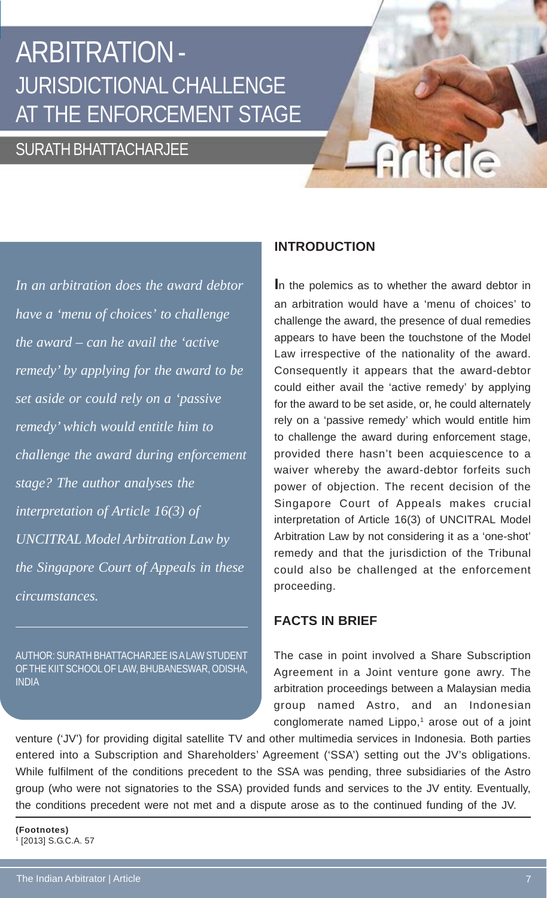# ARBITRATION - JURISDICTIONAL CHALLENGE AT THE ENFORCEMENT STAGE

## SURATH BHATTACHARJEE

*In an arbitration does the award debtor have a 'menu of choices' to challenge the award – can he avail the 'active remedy' by applying for the award to be set aside or could rely on a 'passive remedy' which would entitle him to challenge the award during enforcement stage? The author analyses the interpretation of Article 16(3) of UNCITRAL Model Arbitration Law by the Singapore Court of Appeals in these circumstances.*

AUTHOR: SURATH BHATTACHARJEE IS A LAW STUDENT OF THE KIIT SCHOOL OF LAW, BHUBANESWAR, ODISHA, INDIA

### INTRODUCTION

In the polemics as to whether the award debtor in an arbitration would have a 'menu of choices' to challenge the award, the presence of dual remedies appears to have been the touchstone of the Model Law irrespective of the nationality of the award. Consequently it appears that the award-debtor could either avail the 'active remedy' by applying for the award to be set aside, or, he could alternately rely on a 'passive remedy' which would entitle him to challenge the award during enforcement stage, provided there hasn't been acquiescence to a waiver whereby the award-debtor forfeits such power of objection. The recent decision of the Singapore Court of Appeals makes crucial interpretation of Article 16(3) of UNCITRAL Model Arbitration Law by not considering it as a 'one-shot' remedy and that the jurisdiction of the Tribunal could also be challenged at the enforcement proceeding.

### FACTS IN BRIEF

The case in point involved a Share Subscription Agreement in a Joint venture gone awry. The arbitration proceedings between a Malaysian media group named Astro, and an Indonesian conglomerate named Lippo,[1] arose out of a joint venture ('JV') for providing digital satellite TV and other multimedia services in Indonesia. Both parties entered into a Subscription and Shareholders' Agreement ('SSA') setting out the JV's obligations. While fulfilment of the conditions precedent to the SSA was pending, three subsidiaries of the Astro group (who were not signatories to the SSA) provided funds and services to the JV entity. Eventually, the conditions precedent were not met and a dispute arose as to the continued funding of the JV.

**(Footnotes)**

[1] [2013] S.G.C.A. 57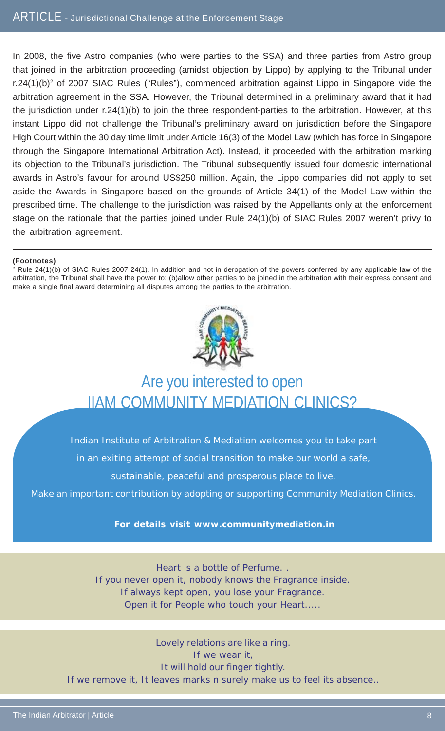In 2008, the five Astro companies (who were parties to the SSA) and three parties from Astro group that joined in the arbitration proceeding (amidst objection by Lippo) by applying to the Tribunal under r.24(1)(b)[2] of 2007 SIAC Rules ("Rules"), commenced arbitration against Lippo in Singapore vide the arbitration agreement in the SSA. However, the Tribunal determined in a preliminary award that it had the jurisdiction under r.24(1)(b) to join the three respondent-parties to the arbitration. However, at this instant Lippo did not challenge the Tribunal's preliminary award on jurisdiction before the Singapore High Court within the 30 day time limit under Article 16(3) of the Model Law (which has force in Singapore through the Singapore International Arbitration Act). Instead, it proceeded with the arbitration marking its objection to the Tribunal's jurisdiction. The Tribunal subsequently issued four domestic international awards in Astro's favour for around US$250 million. Again, the Lippo companies did not apply to set aside the Awards in Singapore based on the grounds of Article 34(1) of the Model Law within the prescribed time. The challenge to the jurisdiction was raised by the Appellants only at the enforcement stage on the rationale that the parties joined under Rule 24(1)(b) of SIAC Rules 2007 weren't privy to the arbitration agreement.

**(Footnotes)**

[2] Rule 24(1)(b) of SIAC Rules 2007 24(1). In addition and not in derogation of the powers conferred by any applicable law of the arbitration, the Tribunal shall have the power to: (b)allow other parties to be joined in the arbitration with their express consent and make a single final award determining all disputes among the parties to the arbitration.

## Are you interested to open IIAM COMMUNITY MEDIATION CLINICS?

Indian Institute of Arbitration & Mediation welcomes you to take part in an exiting attempt of social transition to make our world a safe, sustainable, peaceful and prosperous place to live.

Make an important contribution by adopting or supporting Community Mediation Clinics.

**For details visit www.communitymediation.in**

Heart is a bottle of Perfume. .
If you never open it, nobody knows the Fragrance inside.
If always kept open, you lose your Fragrance.
Open it for People who touch your Heart.....

Lovely relations are like a ring.
If we wear it,
It will hold our finger tightly.
If we remove it, It leaves marks n surely make us to feel its absence..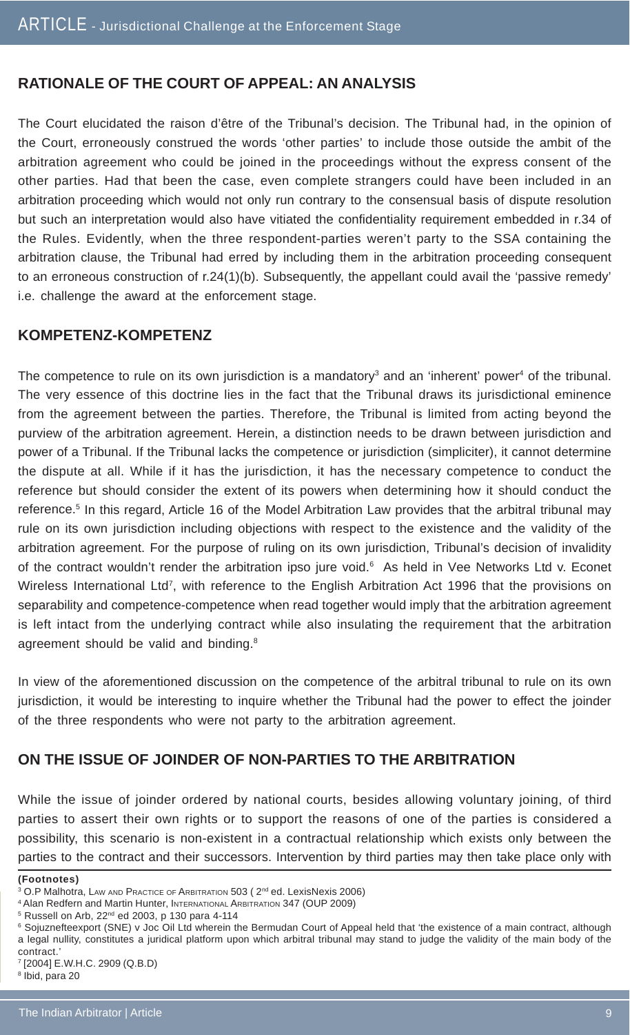## RATIONALE OF THE COURT OF APPEAL: AN ANALYSIS

The Court elucidated the raison d'être of the Tribunal's decision. The Tribunal had, in the opinion of the Court, erroneously construed the words 'other parties' to include those outside the ambit of the arbitration agreement who could be joined in the proceedings without the express consent of the other parties. Had that been the case, even complete strangers could have been included in an arbitration proceeding which would not only run contrary to the consensual basis of dispute resolution but such an interpretation would also have vitiated the confidentiality requirement embedded in r.34 of the Rules. Evidently, when the three respondent-parties weren't party to the SSA containing the arbitration clause, the Tribunal had erred by including them in the arbitration proceeding consequent to an erroneous construction of r.24(1)(b). Subsequently, the appellant could avail the 'passive remedy' i.e. challenge the award at the enforcement stage.

## KOMPETENZ-KOMPETENZ

The competence to rule on its own jurisdiction is a mandatory[3] and an 'inherent' power[4] of the tribunal. The very essence of this doctrine lies in the fact that the Tribunal draws its jurisdictional eminence from the agreement between the parties. Therefore, the Tribunal is limited from acting beyond the purview of the arbitration agreement. Herein, a distinction needs to be drawn between jurisdiction and power of a Tribunal. If the Tribunal lacks the competence or jurisdiction (simpliciter), it cannot determine the dispute at all. While if it has the jurisdiction, it has the necessary competence to conduct the reference but should consider the extent of its powers when determining how it should conduct the reference.[5] In this regard, Article 16 of the Model Arbitration Law provides that the arbitral tribunal may rule on its own jurisdiction including objections with respect to the existence and the validity of the arbitration agreement. For the purpose of ruling on its own jurisdiction, Tribunal's decision of invalidity of the contract wouldn't render the arbitration ipso jure void.[6] As held in Vee Networks Ltd v. Econet Wireless International Ltd[7], with reference to the English Arbitration Act 1996 that the provisions on separability and competence-competence when read together would imply that the arbitration agreement is left intact from the underlying contract while also insulating the requirement that the arbitration agreement should be valid and binding.[8]

In view of the aforementioned discussion on the competence of the arbitral tribunal to rule on its own jurisdiction, it would be interesting to inquire whether the Tribunal had the power to effect the joinder of the three respondents who were not party to the arbitration agreement.

## ON THE ISSUE OF JOINDER OF NON-PARTIES TO THE ARBITRATION

While the issue of joinder ordered by national courts, besides allowing voluntary joining, of third parties to assert their own rights or to support the reasons of one of the parties is considered a possibility, this scenario is non-existent in a contractual relationship which exists only between the parties to the contract and their successors. Intervention by third parties may then take place only with

**(Footnotes)**

[3] O.P Malhotra, Law and Practice of Arbitration 503 ( 2nd ed. LexisNexis 2006)

[4] Alan Redfern and Martin Hunter, International Arbitration 347 (OUP 2009)

[5] Russell on Arb, 22nd ed 2003, p 130 para 4-114

[6] Sojuznefteexport (SNE) v Joc Oil Ltd wherein the Bermudan Court of Appeal held that 'the existence of a main contract, although a legal nullity, constitutes a juridical platform upon which arbitral tribunal may stand to judge the validity of the main body of the contract.'

[7] [2004] E.W.H.C. 2909 (Q.B.D)

[8] Ibid, para 20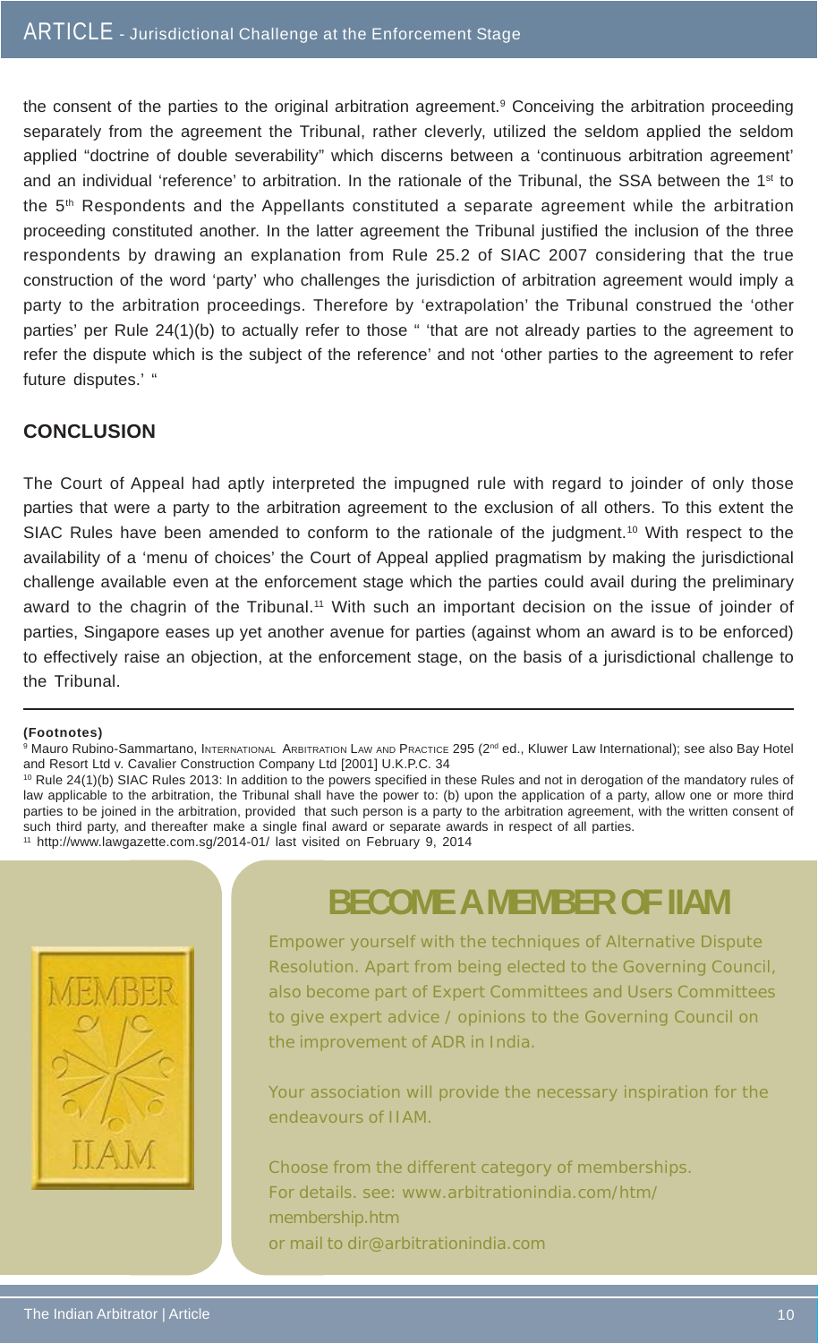the consent of the parties to the original arbitration agreement.[9] Conceiving the arbitration proceeding separately from the agreement the Tribunal, rather cleverly, utilized the seldom applied the seldom applied "doctrine of double severability" which discerns between a 'continuous arbitration agreement' and an individual 'reference' to arbitration. In the rationale of the Tribunal, the SSA between the 1st to the 5th Respondents and the Appellants constituted a separate agreement while the arbitration proceeding constituted another. In the latter agreement the Tribunal justified the inclusion of the three respondents by drawing an explanation from Rule 25.2 of SIAC 2007 considering that the true construction of the word 'party' who challenges the jurisdiction of arbitration agreement would imply a party to the arbitration proceedings. Therefore by 'extrapolation' the Tribunal construed the 'other parties' per Rule 24(1)(b) to actually refer to those " 'that are not already parties to the agreement to refer the dispute which is the subject of the reference' and not 'other parties to the agreement to refer future disputes.' "

## CONCLUSION

The Court of Appeal had aptly interpreted the impugned rule with regard to joinder of only those parties that were a party to the arbitration agreement to the exclusion of all others. To this extent the SIAC Rules have been amended to conform to the rationale of the judgment.[10] With respect to the availability of a 'menu of choices' the Court of Appeal applied pragmatism by making the jurisdictional challenge available even at the enforcement stage which the parties could avail during the preliminary award to the chagrin of the Tribunal.[11] With such an important decision on the issue of joinder of parties, Singapore eases up yet another avenue for parties (against whom an award is to be enforced) to effectively raise an objection, at the enforcement stage, on the basis of a jurisdictional challenge to the Tribunal.

---

**(Footnotes)**

[9] Mauro Rubino-Sammartano, International Arbitration Law and Practice 295 (2nd ed., Kluwer Law International); see also Bay Hotel and Resort Ltd v. Cavalier Construction Company Ltd [2001] U.K.P.C. 34

[10] Rule 24(1)(b) SIAC Rules 2013: In addition to the powers specified in these Rules and not in derogation of the mandatory rules of law applicable to the arbitration, the Tribunal shall have the power to: (b) upon the application of a party, allow one or more third parties to be joined in the arbitration, provided that such person is a party to the arbitration agreement, with the written consent of such third party, and thereafter make a single final award or separate awards in respect of all parties.

[11] http://www.lawgazette.com.sg/2014-01/ last visited on February 9, 2014

## BECOME A MEMBER OF IIAM

Empower yourself with the techniques of Alternative Dispute Resolution. Apart from being elected to the Governing Council, also become part of Expert Committees and Users Committees to give expert advice / opinions to the Governing Council on the improvement of ADR in India.

Your association will provide the necessary inspiration for the endeavours of IIAM.

Choose from the different category of memberships.
For details. see: www.arbitrationindia.com/htm/membership.htm
or mail to dir@arbitrationindia.com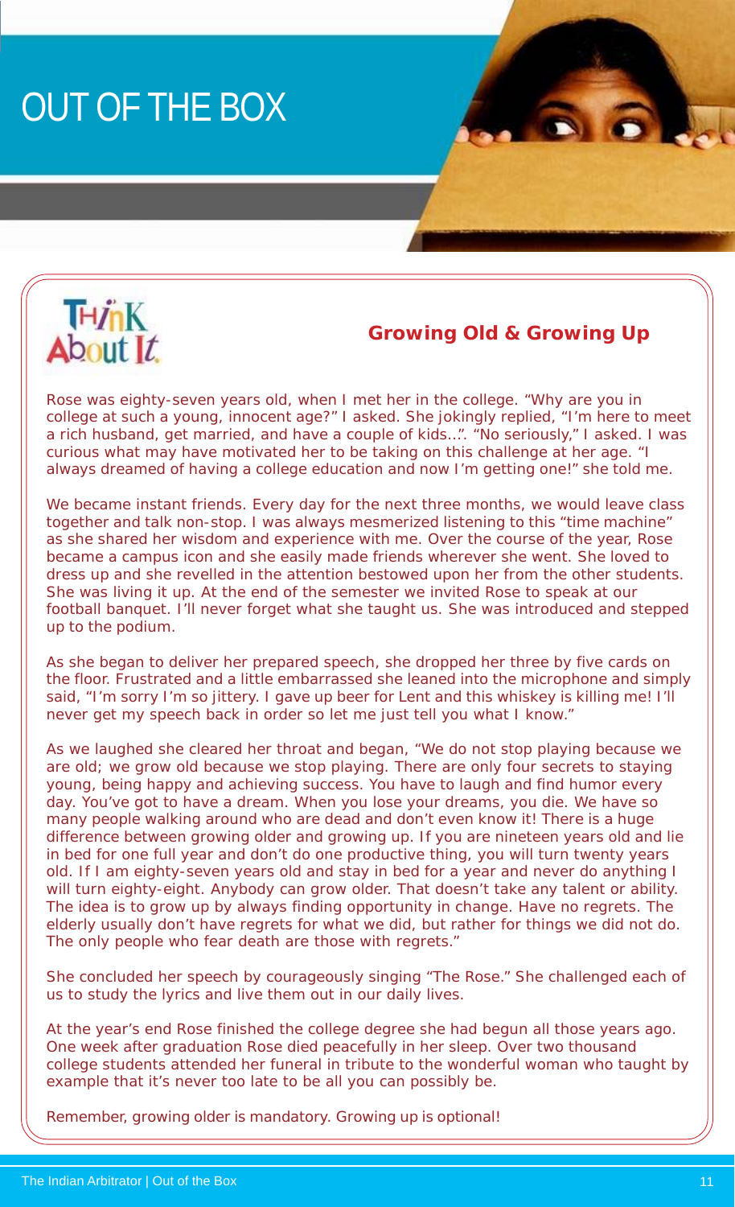# OUT OF THE BOX

Think About It

## Growing Old & Growing Up

Rose was eighty-seven years old, when I met her in the college. "Why are you in college at such a young, innocent age?" I asked. She jokingly replied, "I'm here to meet a rich husband, get married, and have a couple of kids...". "No seriously," I asked. I was curious what may have motivated her to be taking on this challenge at her age. "I always dreamed of having a college education and now I'm getting one!" she told me.

We became instant friends. Every day for the next three months, we would leave class together and talk non-stop. I was always mesmerized listening to this "time machine" as she shared her wisdom and experience with me. Over the course of the year, Rose became a campus icon and she easily made friends wherever she went. She loved to dress up and she revelled in the attention bestowed upon her from the other students. She was living it up. At the end of the semester we invited Rose to speak at our football banquet. I'll never forget what she taught us. She was introduced and stepped up to the podium.

As she began to deliver her prepared speech, she dropped her three by five cards on the floor. Frustrated and a little embarrassed she leaned into the microphone and simply said, "I'm sorry I'm so jittery. I gave up beer for Lent and this whiskey is killing me! I'll never get my speech back in order so let me just tell you what I know."

As we laughed she cleared her throat and began, "We do not stop playing because we are old; we grow old because we stop playing. There are only four secrets to staying young, being happy and achieving success. You have to laugh and find humor every day. You've got to have a dream. When you lose your dreams, you die. We have so many people walking around who are dead and don't even know it! There is a huge difference between growing older and growing up. If you are nineteen years old and lie in bed for one full year and don't do one productive thing, you will turn twenty years old. If I am eighty-seven years old and stay in bed for a year and never do anything I will turn eighty-eight. Anybody can grow older. That doesn't take any talent or ability. The idea is to grow up by always finding opportunity in change. Have no regrets. The elderly usually don't have regrets for what we did, but rather for things we did not do. The only people who fear death are those with regrets."

She concluded her speech by courageously singing "The Rose." She challenged each of us to study the lyrics and live them out in our daily lives.

At the year's end Rose finished the college degree she had begun all those years ago. One week after graduation Rose died peacefully in her sleep. Over two thousand college students attended her funeral in tribute to the wonderful woman who taught by example that it's never too late to be all you can possibly be.

Remember, growing older is mandatory. Growing up is optional!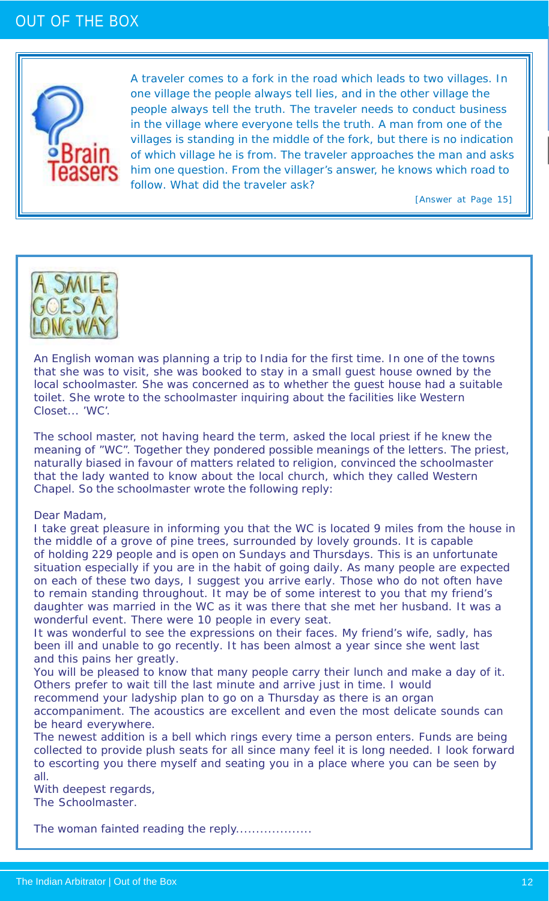# OUT OF THE BOX

## Brain Teasers

A traveler comes to a fork in the road which leads to two villages. In one village the people always tell lies, and in the other village the people always tell the truth. The traveler needs to conduct business in the village where everyone tells the truth. A man from one of the villages is standing in the middle of the fork, but there is no indication of which village he is from. The traveler approaches the man and asks him one question. From the villager's answer, he knows which road to follow. What did the traveler ask?

*[Answer at Page 15]*

## A SMILE GOES A LONG WAY

An English woman was planning a trip to India for the first time. In one of the towns that she was to visit, she was booked to stay in a small guest house owned by the local schoolmaster. She was concerned as to whether the guest house had a suitable toilet. She wrote to the schoolmaster inquiring about the facilities like Western Closet... 'WC'.

The school master, not having heard the term, asked the local priest if he knew the meaning of "WC". Together they pondered possible meanings of the letters. The priest, naturally biased in favour of matters related to religion, convinced the schoolmaster that the lady wanted to know about the local church, which they called Western Chapel. So the schoolmaster wrote the following reply:

Dear Madam,

I take great pleasure in informing you that the WC is located 9 miles from the house in the middle of a grove of pine trees, surrounded by lovely grounds. It is capable of holding 229 people and is open on Sundays and Thursdays. This is an unfortunate situation especially if you are in the habit of going daily. As many people are expected on each of these two days, I suggest you arrive early. Those who do not often have to remain standing throughout. It may be of some interest to you that my friend's daughter was married in the WC as it was there that she met her husband. It was a wonderful event. There were 10 people in every seat.

It was wonderful to see the expressions on their faces. My friend's wife, sadly, has been ill and unable to go recently. It has been almost a year since she went last and this pains her greatly.

You will be pleased to know that many people carry their lunch and make a day of it. Others prefer to wait till the last minute and arrive just in time. I would recommend your ladyship plan to go on a Thursday as there is an organ accompaniment. The acoustics are excellent and even the most delicate sounds can be heard everywhere.

The newest addition is a bell which rings every time a person enters. Funds are being collected to provide plush seats for all since many feel it is long needed. I look forward to escorting you there myself and seating you in a place where you can be seen by all.

With deepest regards,

The Schoolmaster.

The woman fainted reading the reply...................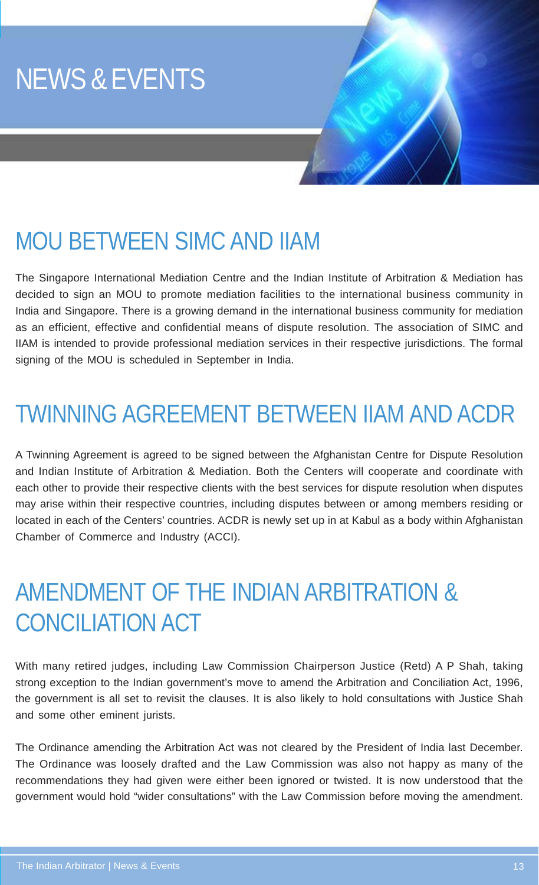# NEWS & EVENTS

## MOU BETWEEN SIMC AND IIAM

The Singapore International Mediation Centre and the Indian Institute of Arbitration & Mediation has decided to sign an MOU to promote mediation facilities to the international business community in India and Singapore. There is a growing demand in the international business community for mediation as an efficient, effective and confidential means of dispute resolution. The association of SIMC and IIAM is intended to provide professional mediation services in their respective jurisdictions. The formal signing of the MOU is scheduled in September in India.

## TWINNING AGREEMENT BETWEEN IIAM AND ACDR

A Twinning Agreement is agreed to be signed between the Afghanistan Centre for Dispute Resolution and Indian Institute of Arbitration & Mediation. Both the Centers will cooperate and coordinate with each other to provide their respective clients with the best services for dispute resolution when disputes may arise within their respective countries, including disputes between or among members residing or located in each of the Centers' countries. ACDR is newly set up in at Kabul as a body within Afghanistan Chamber of Commerce and Industry (ACCI).

## AMENDMENT OF THE INDIAN ARBITRATION & CONCILIATION ACT

With many retired judges, including Law Commission Chairperson Justice (Retd) A P Shah, taking strong exception to the Indian government's move to amend the Arbitration and Conciliation Act, 1996, the government is all set to revisit the clauses. It is also likely to hold consultations with Justice Shah and some other eminent jurists.

The Ordinance amending the Arbitration Act was not cleared by the President of India last December. The Ordinance was loosely drafted and the Law Commission was also not happy as many of the recommendations they had given were either been ignored or twisted. It is now understood that the government would hold "wider consultations" with the Law Commission before moving the amendment.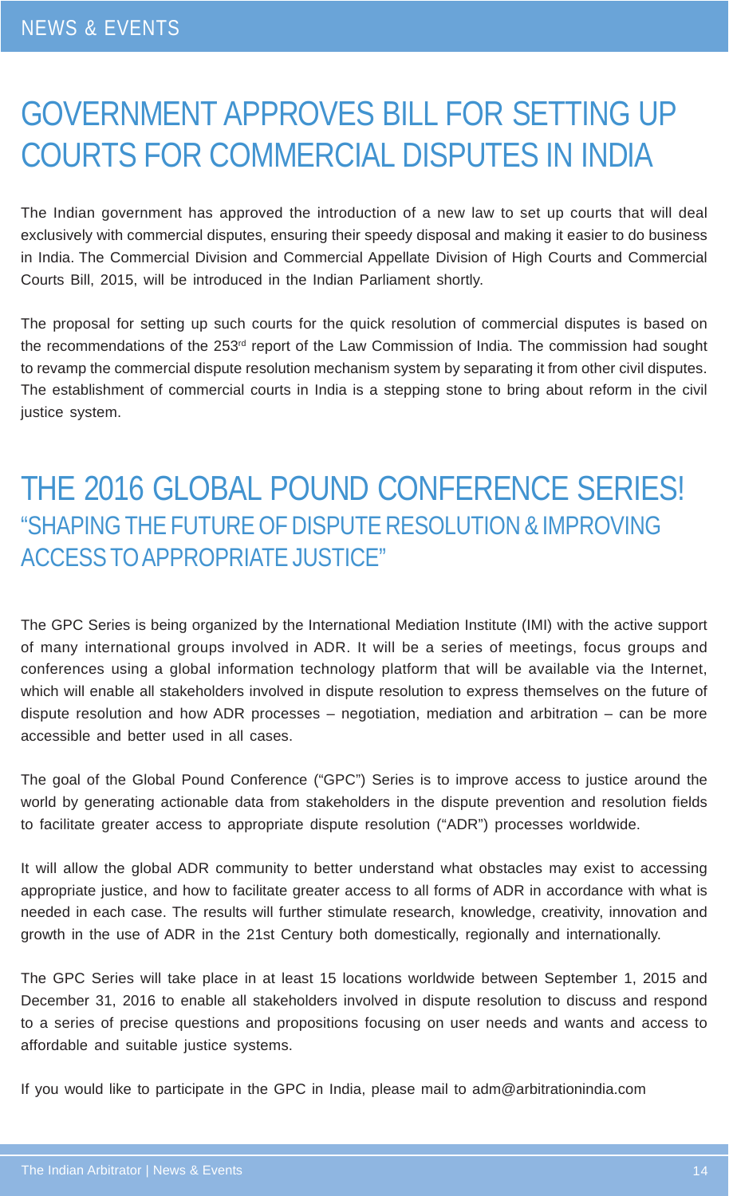NEWS & EVENTS

# GOVERNMENT APPROVES BILL FOR SETTING UP COURTS FOR COMMERCIAL DISPUTES IN INDIA

The Indian government has approved the introduction of a new law to set up courts that will deal exclusively with commercial disputes, ensuring their speedy disposal and making it easier to do business in India. The Commercial Division and Commercial Appellate Division of High Courts and Commercial Courts Bill, 2015, will be introduced in the Indian Parliament shortly.

The proposal for setting up such courts for the quick resolution of commercial disputes is based on the recommendations of the 253rd report of the Law Commission of India. The commission had sought to revamp the commercial dispute resolution mechanism system by separating it from other civil disputes. The establishment of commercial courts in India is a stepping stone to bring about reform in the civil justice system.

# THE 2016 GLOBAL POUND CONFERENCE SERIES!

## "SHAPING THE FUTURE OF DISPUTE RESOLUTION & IMPROVING ACCESS TO APPROPRIATE JUSTICE"

The GPC Series is being organized by the International Mediation Institute (IMI) with the active support of many international groups involved in ADR. It will be a series of meetings, focus groups and conferences using a global information technology platform that will be available via the Internet, which will enable all stakeholders involved in dispute resolution to express themselves on the future of dispute resolution and how ADR processes – negotiation, mediation and arbitration – can be more accessible and better used in all cases.

The goal of the Global Pound Conference ("GPC") Series is to improve access to justice around the world by generating actionable data from stakeholders in the dispute prevention and resolution fields to facilitate greater access to appropriate dispute resolution ("ADR") processes worldwide.

It will allow the global ADR community to better understand what obstacles may exist to accessing appropriate justice, and how to facilitate greater access to all forms of ADR in accordance with what is needed in each case. The results will further stimulate research, knowledge, creativity, innovation and growth in the use of ADR in the 21st Century both domestically, regionally and internationally.

The GPC Series will take place in at least 15 locations worldwide between September 1, 2015 and December 31, 2016 to enable all stakeholders involved in dispute resolution to discuss and respond to a series of precise questions and propositions focusing on user needs and wants and access to affordable and suitable justice systems.

If you would like to participate in the GPC in India, please mail to adm@arbitrationindia.com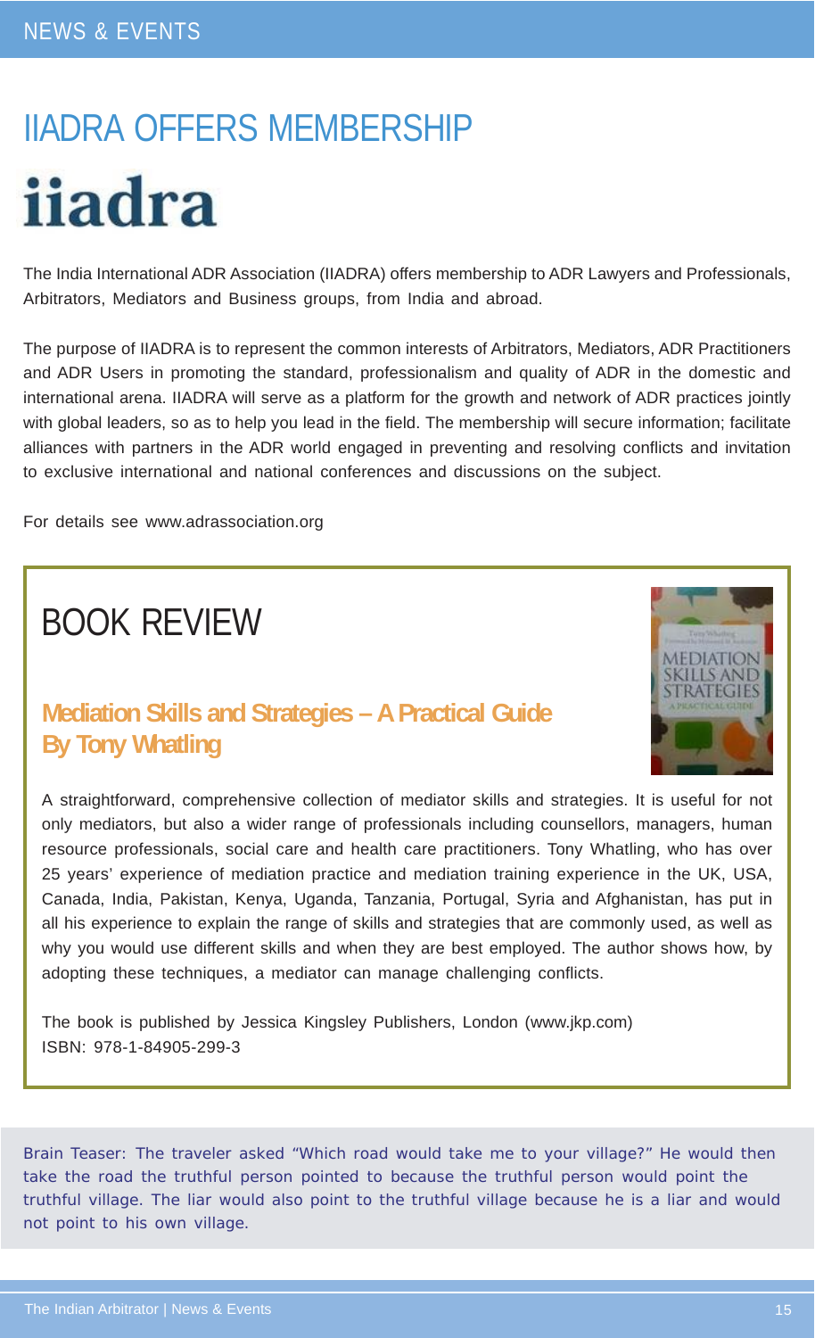# IIADRA OFFERS MEMBERSHIP

iiadra

The India International ADR Association (IIADRA) offers membership to ADR Lawyers and Professionals, Arbitrators, Mediators and Business groups, from India and abroad.

The purpose of IIADRA is to represent the common interests of Arbitrators, Mediators, ADR Practitioners and ADR Users in promoting the standard, professionalism and quality of ADR in the domestic and international arena. IIADRA will serve as a platform for the growth and network of ADR practices jointly with global leaders, so as to help you lead in the field. The membership will secure information; facilitate alliances with partners in the ADR world engaged in preventing and resolving conflicts and invitation to exclusive international and national conferences and discussions on the subject.

For details see www.adrassociation.org

# BOOK REVIEW

## Mediation Skills and Strategies – A Practical Guide By Tony Whatling

A straightforward, comprehensive collection of mediator skills and strategies. It is useful for not only mediators, but also a wider range of professionals including counsellors, managers, human resource professionals, social care and health care practitioners. Tony Whatling, who has over 25 years' experience of mediation practice and mediation training experience in the UK, USA, Canada, India, Pakistan, Kenya, Uganda, Tanzania, Portugal, Syria and Afghanistan, has put in all his experience to explain the range of skills and strategies that are commonly used, as well as why you would use different skills and when they are best employed. The author shows how, by adopting these techniques, a mediator can manage challenging conflicts.

The book is published by Jessica Kingsley Publishers, London (www.jkp.com)
ISBN: 978-1-84905-299-3

Brain Teaser: The traveler asked "Which road would take me to your village?" He would then take the road the truthful person pointed to because the truthful person would point the truthful village. The liar would also point to the truthful village because he is a liar and would not point to his own village.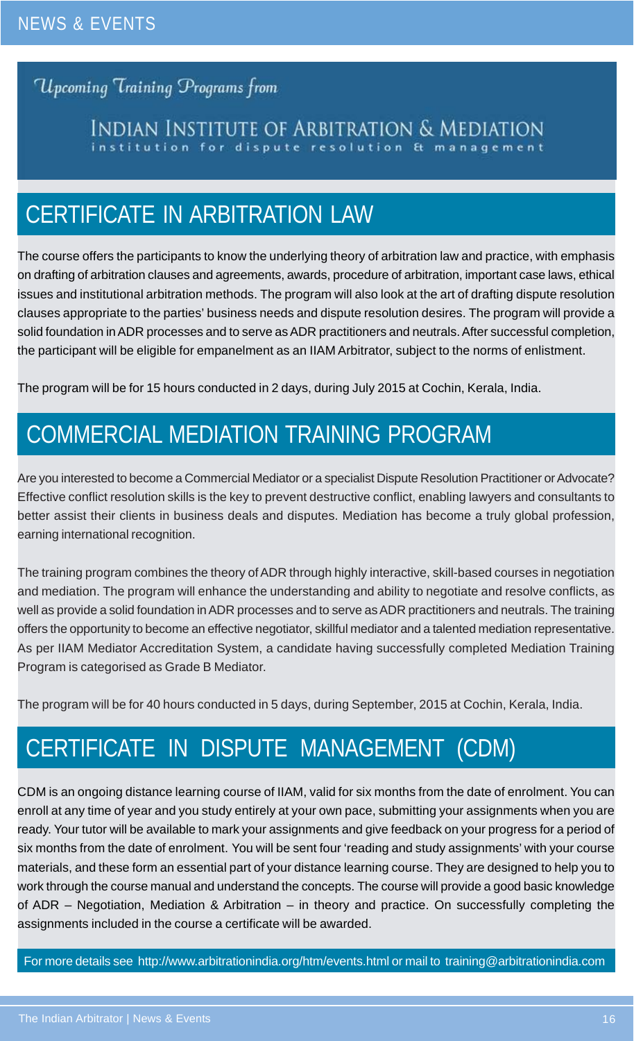NEWS & EVENTS

*Upcoming Training Programs from*

INDIAN INSTITUTE OF ARBITRATION & MEDIATION
institution for dispute resolution & management

## CERTIFICATE IN ARBITRATION LAW

The course offers the participants to know the underlying theory of arbitration law and practice, with emphasis on drafting of arbitration clauses and agreements, awards, procedure of arbitration, important case laws, ethical issues and institutional arbitration methods. The program will also look at the art of drafting dispute resolution clauses appropriate to the parties' business needs and dispute resolution desires. The program will provide a solid foundation in ADR processes and to serve as ADR practitioners and neutrals. After successful completion, the participant will be eligible for empanelment as an IIAM Arbitrator, subject to the norms of enlistment.

The program will be for 15 hours conducted in 2 days, during July 2015 at Cochin, Kerala, India.

## COMMERCIAL MEDIATION TRAINING PROGRAM

Are you interested to become a Commercial Mediator or a specialist Dispute Resolution Practitioner or Advocate? Effective conflict resolution skills is the key to prevent destructive conflict, enabling lawyers and consultants to better assist their clients in business deals and disputes. Mediation has become a truly global profession, earning international recognition.

The training program combines the theory of ADR through highly interactive, skill-based courses in negotiation and mediation. The program will enhance the understanding and ability to negotiate and resolve conflicts, as well as provide a solid foundation in ADR processes and to serve as ADR practitioners and neutrals. The training offers the opportunity to become an effective negotiator, skillful mediator and a talented mediation representative. As per IIAM Mediator Accreditation System, a candidate having successfully completed Mediation Training Program is categorised as Grade B Mediator.

The program will be for 40 hours conducted in 5 days, during September, 2015 at Cochin, Kerala, India.

## CERTIFICATE IN DISPUTE MANAGEMENT (CDM)

CDM is an ongoing distance learning course of IIAM, valid for six months from the date of enrolment. You can enroll at any time of year and you study entirely at your own pace, submitting your assignments when you are ready. Your tutor will be available to mark your assignments and give feedback on your progress for a period of six months from the date of enrolment. You will be sent four 'reading and study assignments' with your course materials, and these form an essential part of your distance learning course. They are designed to help you to work through the course manual and understand the concepts. The course will provide a good basic knowledge of ADR – Negotiation, Mediation & Arbitration – in theory and practice. On successfully completing the assignments included in the course a certificate will be awarded.

For more details see http://www.arbitrationindia.org/htm/events.html or mail to training@arbitrationindia.com